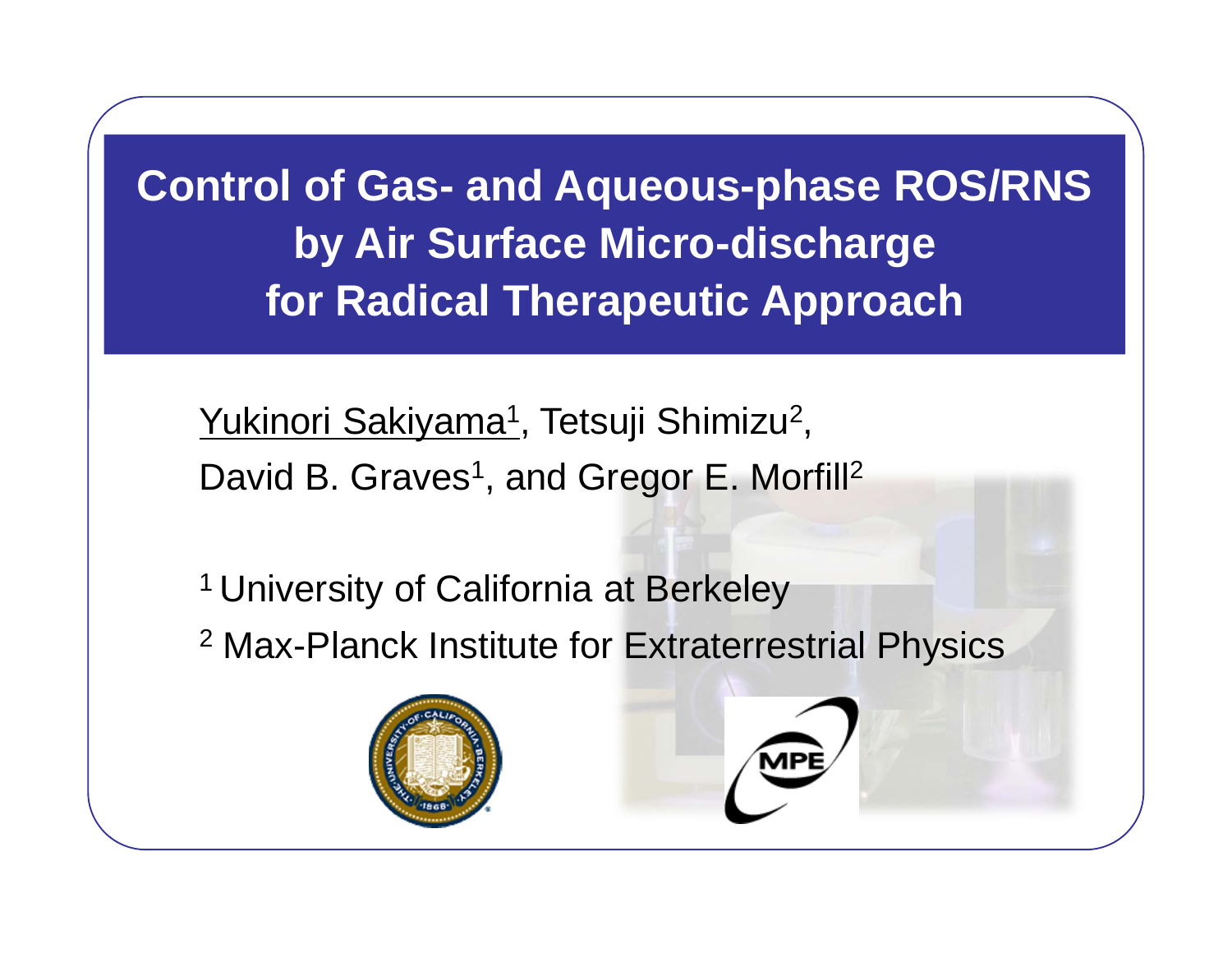# Control of Gas- and Aqueous-phase ROS/RNS by Air Surface Micro-discharge for Radical Therapeutic Approach

Yukinori Sakiyama[1], Tetsuji Shimizu[2], David B. Graves[1], and Gregor E. Morfill[2]

[1] University of California at Berkeley

[2] Max-Planck Institute for Extraterrestrial Physics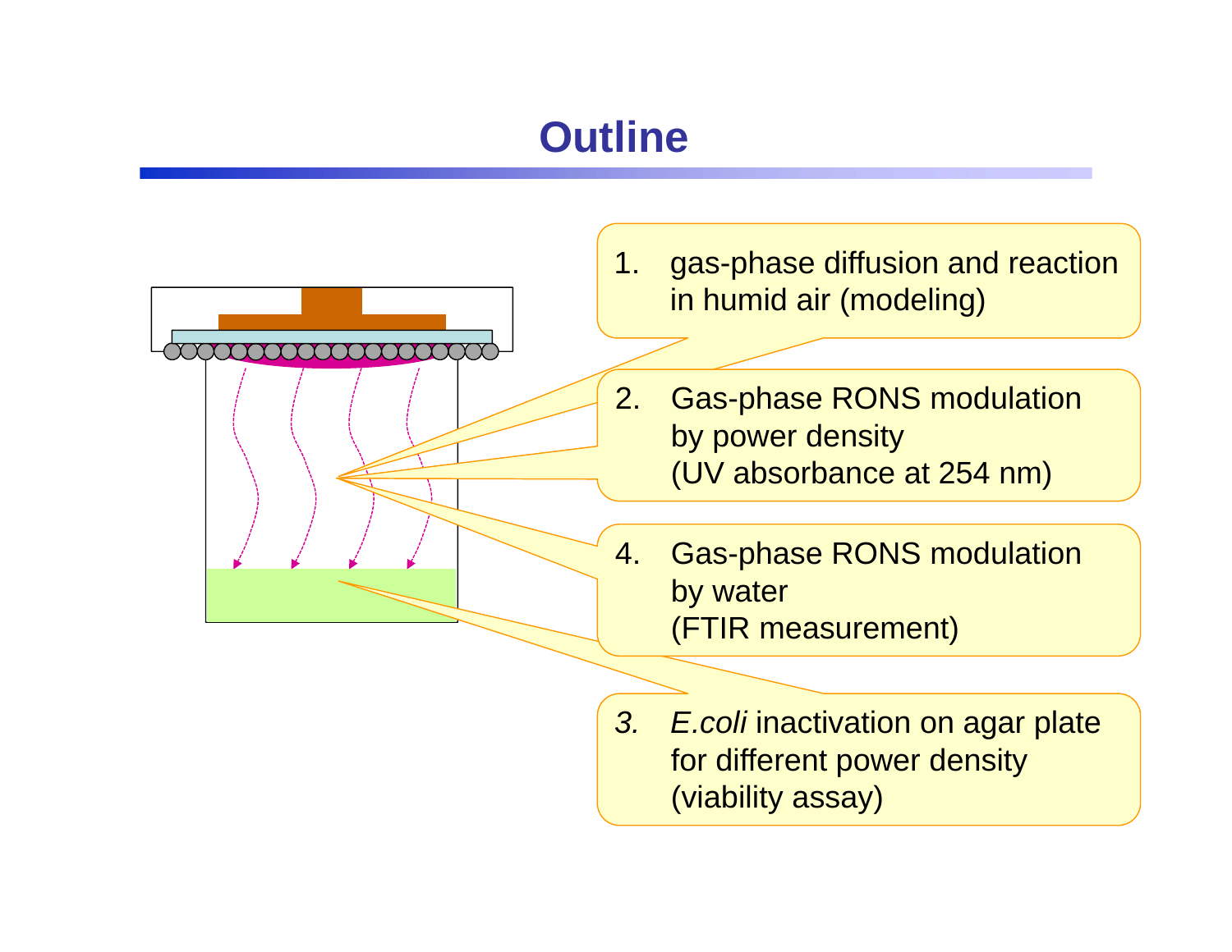# Outline

1. gas-phase diffusion and reaction in humid air (modeling)

2. Gas-phase RONS modulation by power density (UV absorbance at 254 nm)

4. Gas-phase RONS modulation by water (FTIR measurement)

*3.* *E.coli* inactivation on agar plate for different power density (viability assay)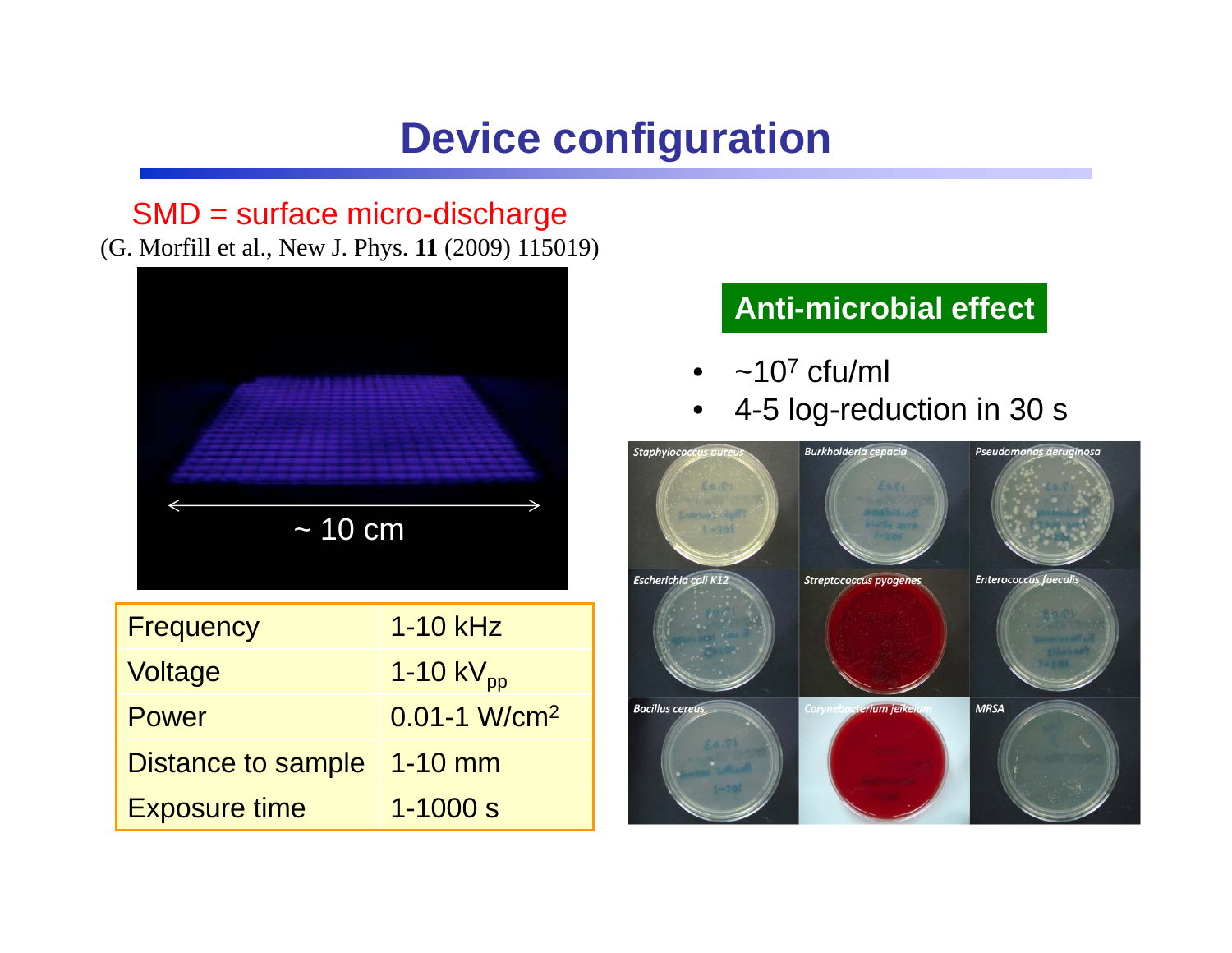# Device configuration

SMD = surface micro-discharge

(G. Morfill et al., New J. Phys. **11** (2009) 115019)

~ 10 cm

| | |
|---|---|
| Frequency | 1-10 kHz |
| Voltage | 1-10 $kV_{pp}$ |
| Power | 0.01-1 $W/cm^2$ |
| Distance to sample | 1-10 mm |
| Exposure time | 1-1000 s |

## Anti-microbial effect

- ~$10^7$ cfu/ml
- 4-5 log-reduction in 30 s

*Staphylococcus aureus*, *Burkholderia cepacia*, *Pseudomonas aeruginosa*, *Escherichia coli K12*, *Streptococcus pyogenes*, *Enterococcus faecalis*, *Bacillus cereus*, *Corynebacterium jeikeium*, MRSA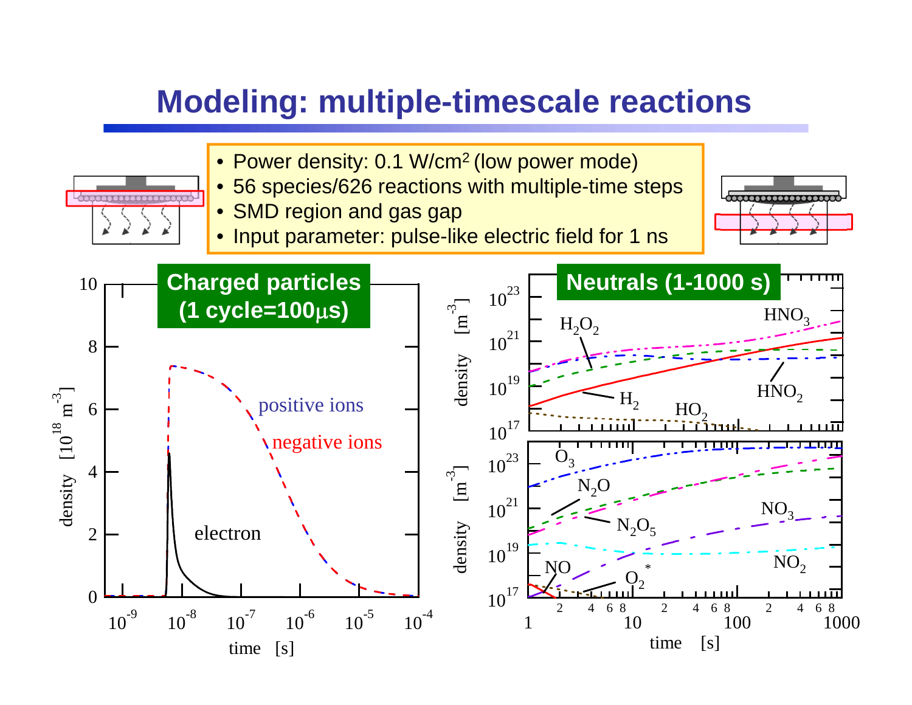# Modeling: multiple-timescale reactions

- Power density: 0.1 W/cm$^2$ (low power mode)
- 56 species/626 reactions with multiple-time steps
- SMD region and gas gap
- Input parameter: pulse-like electric field for 1 ns

**Charged particles (1 cycle=100μs)**

density [$10^{18}$ m$^{-3}$]

10
8
6
4
2
0

$10^{-9}$ $10^{-8}$ $10^{-7}$ $10^{-6}$ $10^{-5}$ $10^{-4}$

time [s]

positive ions
negative ions
electron

**Neutrals (1-1000 s)**

density [m$^{-3}$]

$10^{23}$
$10^{21}$
$10^{19}$
$10^{17}$

$H_2O_2$
$HNO_3$
$HNO_2$
$H_2$
$HO_2$

$O_3$
$N_2O$
$N_2O_5$
$NO_3$
$NO_2$
NO
$O_2^*$

1 2 4 6 8 10 2 4 6 8 100 2 4 6 8 1000

time [s]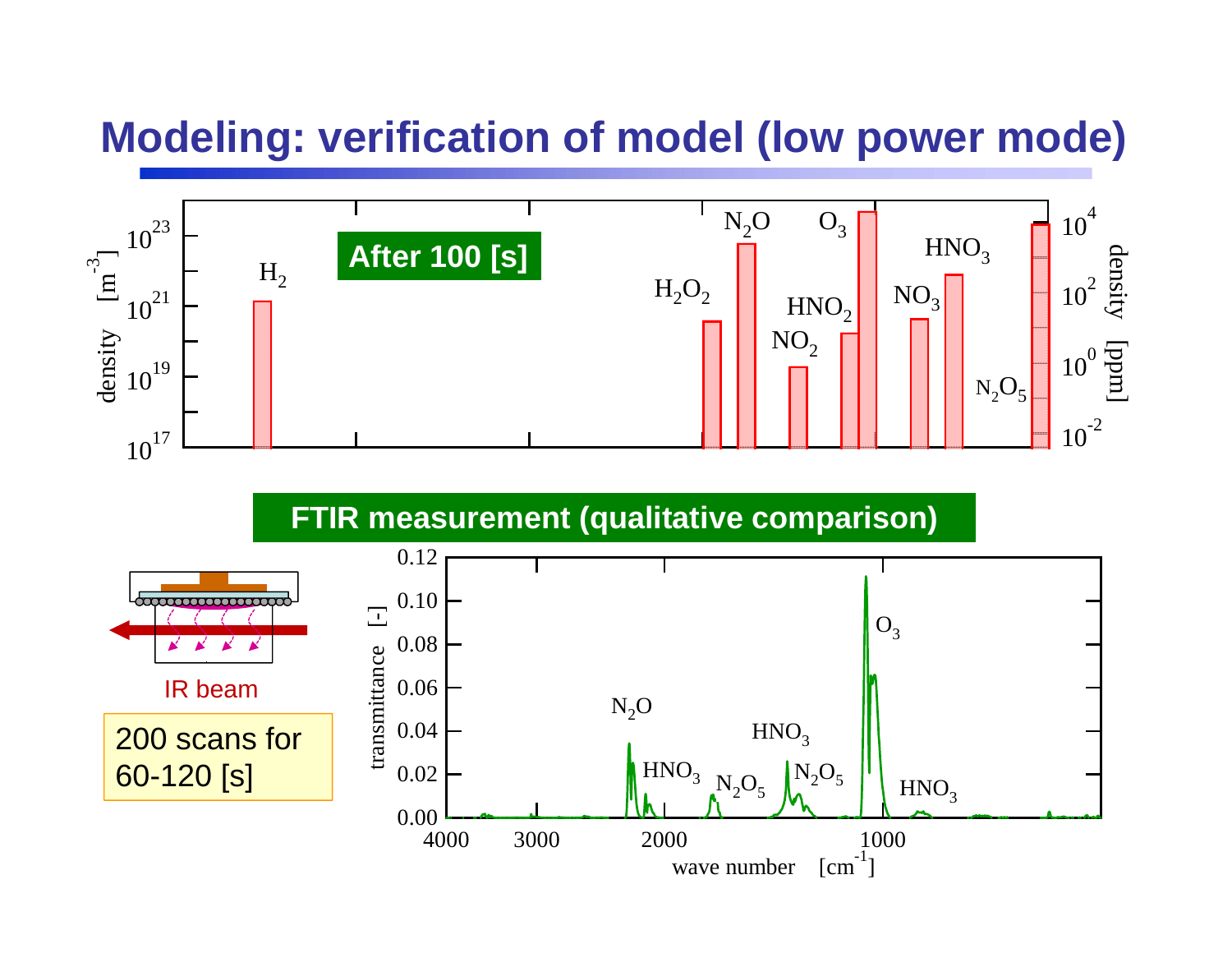# Modeling: verification of model (low power mode)

After 100 [s]

density $[m^{-3}]$

$10^{17}$
$10^{19}$
$10^{21}$
$10^{23}$

density [ppm]

$10^{-2}$
$10^{0}$
$10^{2}$
$10^{4}$

$H_2$
$H_2O_2$
$N_2O$
$NO_2$
$HNO_2$
$O_3$
$NO_3$
$HNO_3$
$N_2O_5$

FTIR measurement (qualitative comparison)

IR beam

200 scans for 60-120 [s]

transmittance [-]

0.00
0.02
0.04
0.06
0.08
0.10
0.12

wave number $[cm^{-1}]$

4000
3000
2000
1000

$N_2O$
$HNO_3$
$N_2O_5$
$HNO_3$
$N_2O_5$
$O_3$
$HNO_3$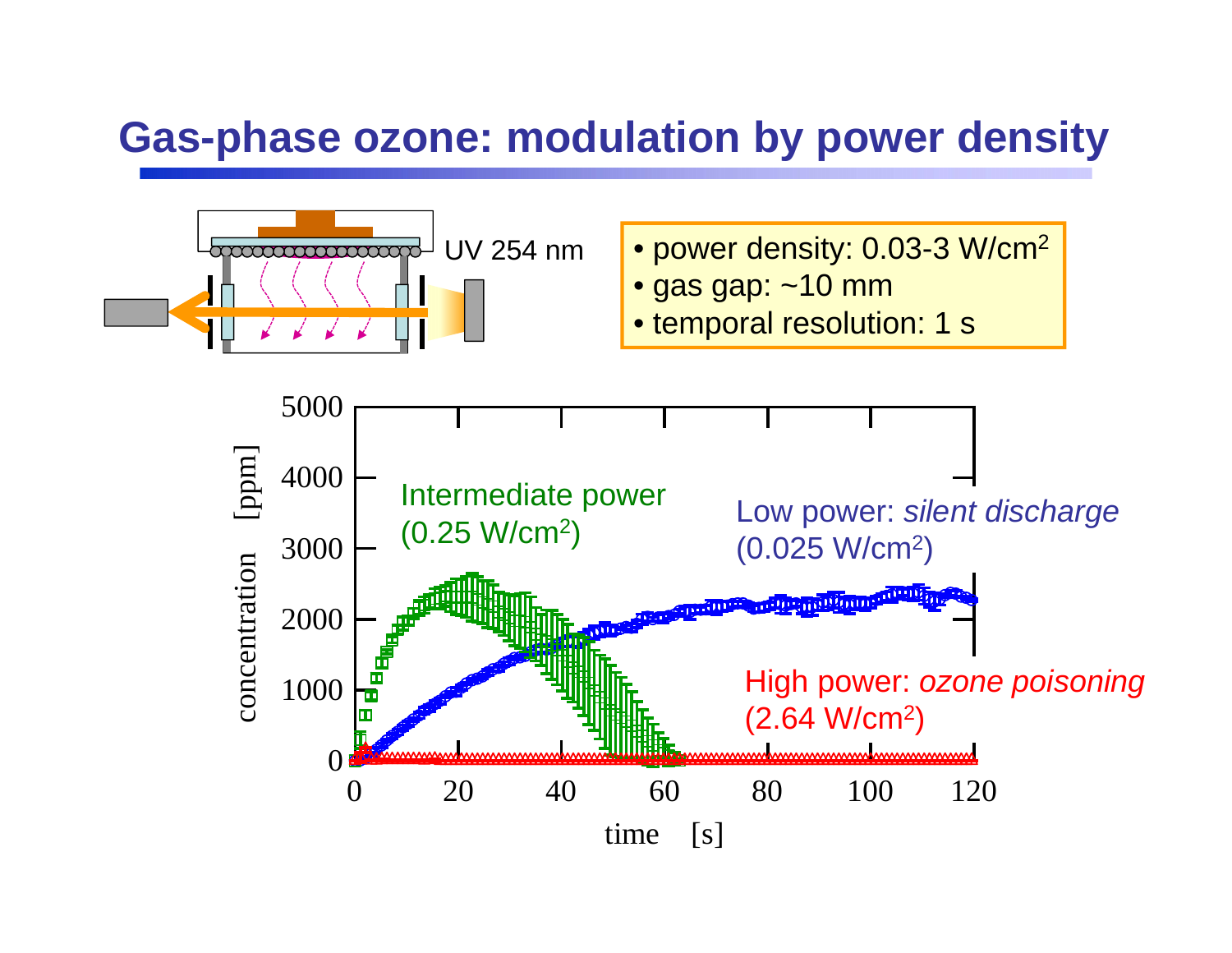# Gas-phase ozone: modulation by power density

UV 254 nm

- power density: 0.03-3 W/cm$^2$
- gas gap: ~10 mm
- temporal resolution: 1 s

Intermediate power (0.25 W/cm$^2$)

Low power: *silent discharge* (0.025 W/cm$^2$)

High power: *ozone poisoning* (2.64 W/cm$^2$)

concentration [ppm]

0
1000
2000
3000
4000
5000

time [s]

0
20
40
60
80
100
120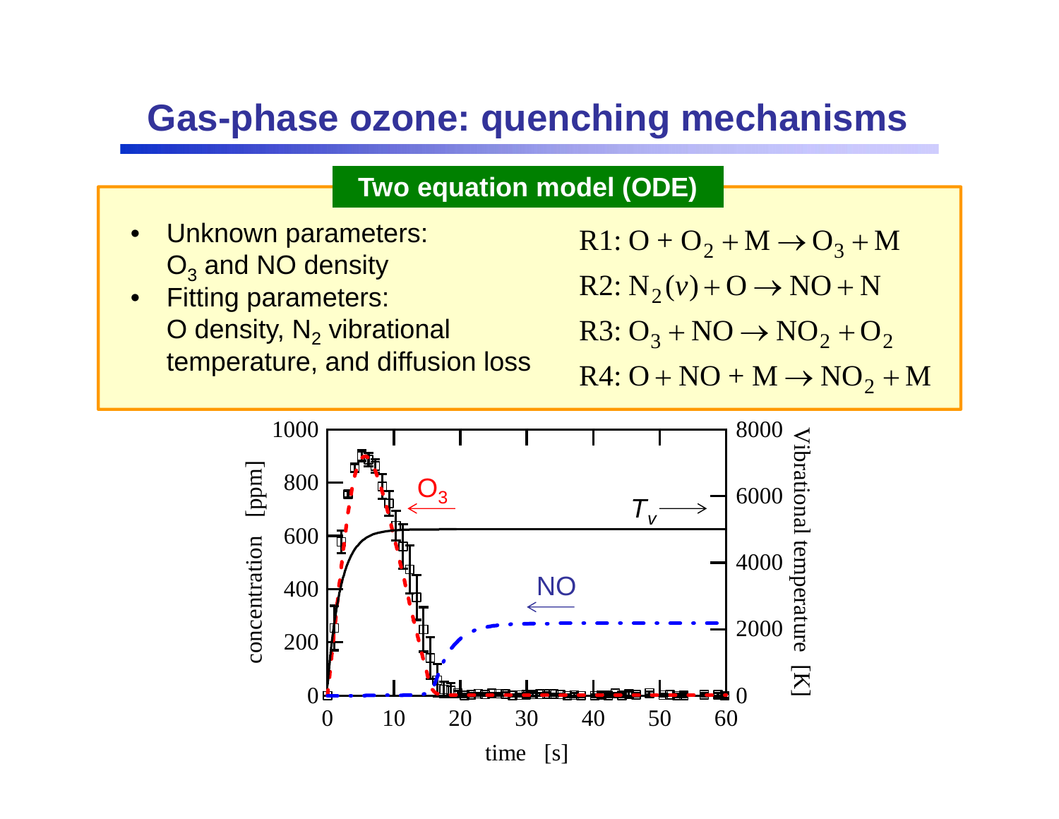# Gas-phase ozone: quenching mechanisms

**Two equation model (ODE)**

- Unknown parameters: $O_3$ and NO density
- Fitting parameters: O density, $N_2$ vibrational temperature, and diffusion loss

$$\text{R1: } O + O_2 + M \rightarrow O_3 + M$$

$$\text{R2: } N_2(v) + O \rightarrow NO + N$$

$$\text{R3: } O_3 + NO \rightarrow NO_2 + O_2$$

$$\text{R4: } O + NO + M \rightarrow NO_2 + M$$

concentration [ppm]

1000
800
600
400
200
0

0
10
20
30
40
50
60

time [s]

$O_3$

$T_v$

NO

Vibrational temperature [K]

8000
6000
4000
2000
0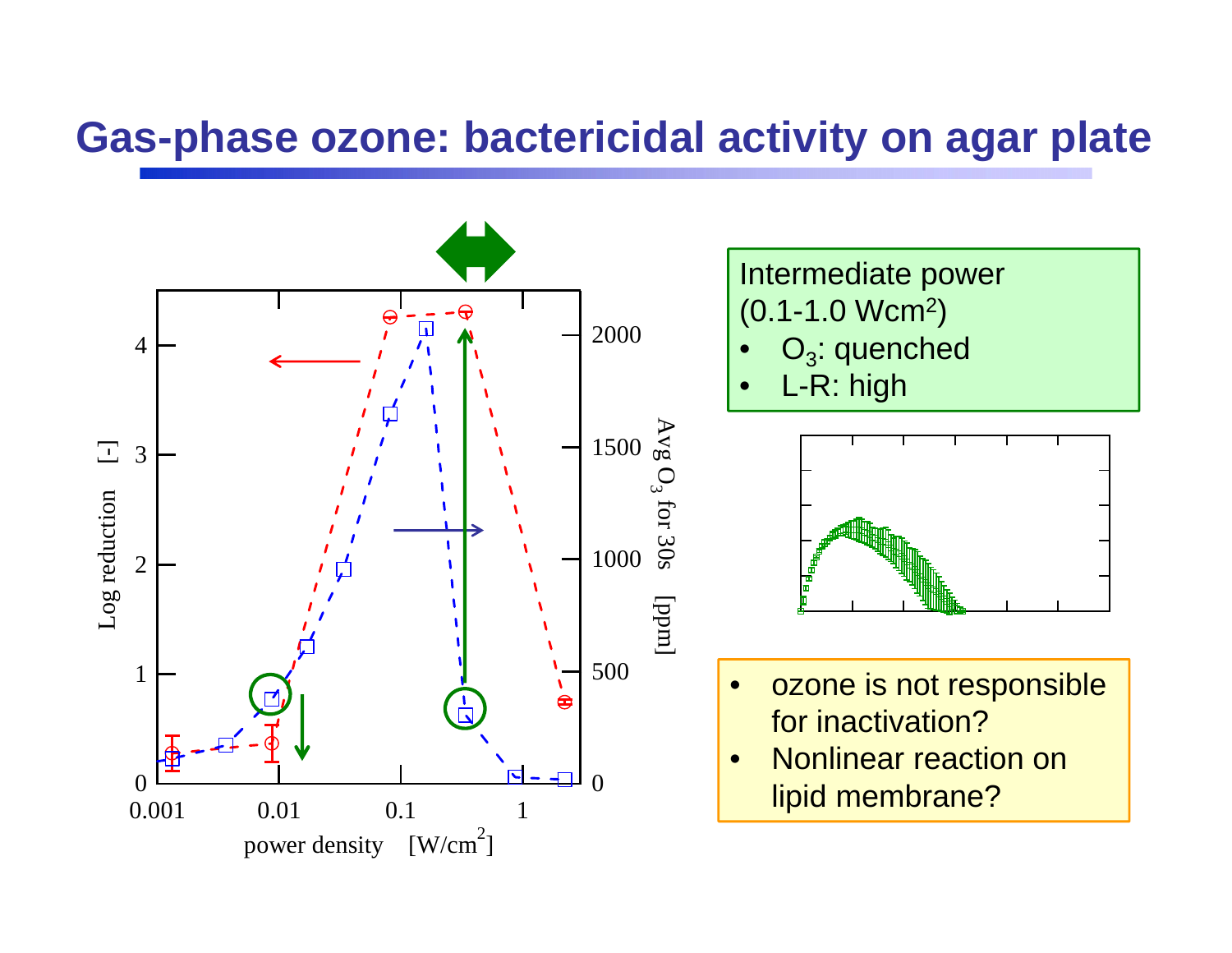# Gas-phase ozone: bactericidal activity on agar plate

Log reduction [-]

4
3
2
1
0

0.001
0.01
0.1
1

power density [W/cm$^2$]

Avg $O_3$ for 30s [ppm]

2000
1500
1000
500
0

Intermediate power (0.1-1.0 Wcm$^2$)

- $O_3$: quenched
- L-R: high

- ozone is not responsible for inactivation?
- Nonlinear reaction on lipid membrane?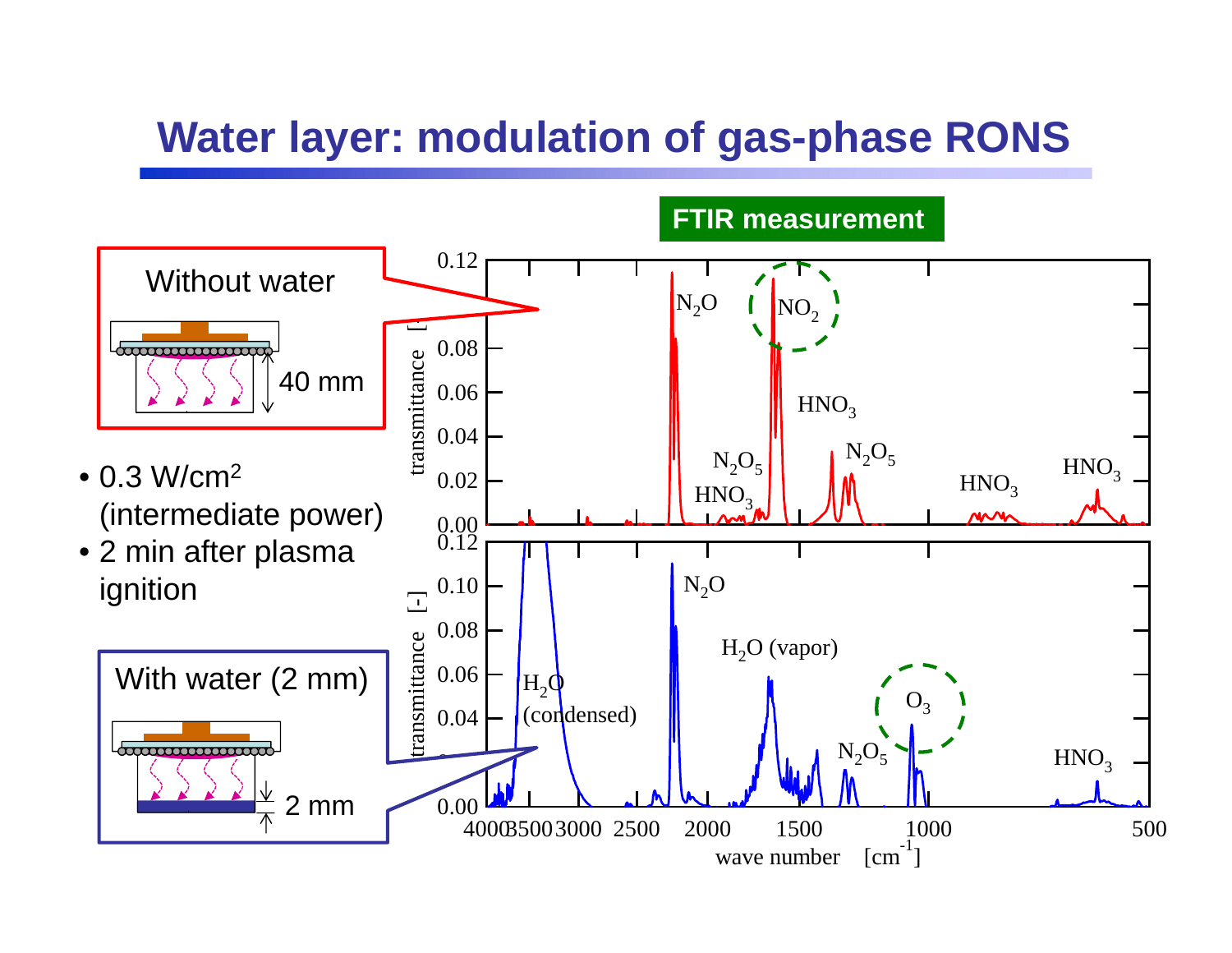# Water layer: modulation of gas-phase RONS

FTIR measurement

Without water

40 mm

- 0.3 W/cm$^2$ (intermediate power)
- 2 min after plasma ignition

With water (2 mm)

2 mm

0.12
0.08
0.06
0.04
0.02
0.00
transmittance [-]

$N_2O$
$NO_2$
$HNO_3$
$N_2O_5$
$HNO_3$
$N_2O_5$
$HNO_3$
$HNO_3$

0.12
0.10
0.08
0.06
0.04
0.00
transmittance [-]

$N_2O$
$H_2O$ (vapor)
$H_2O$ (condensed)
$O_3$
$N_2O_5$
$HNO_3$

4000 3500 3000 2500 2000 1500 1000 500
wave number [cm$^{-1}$]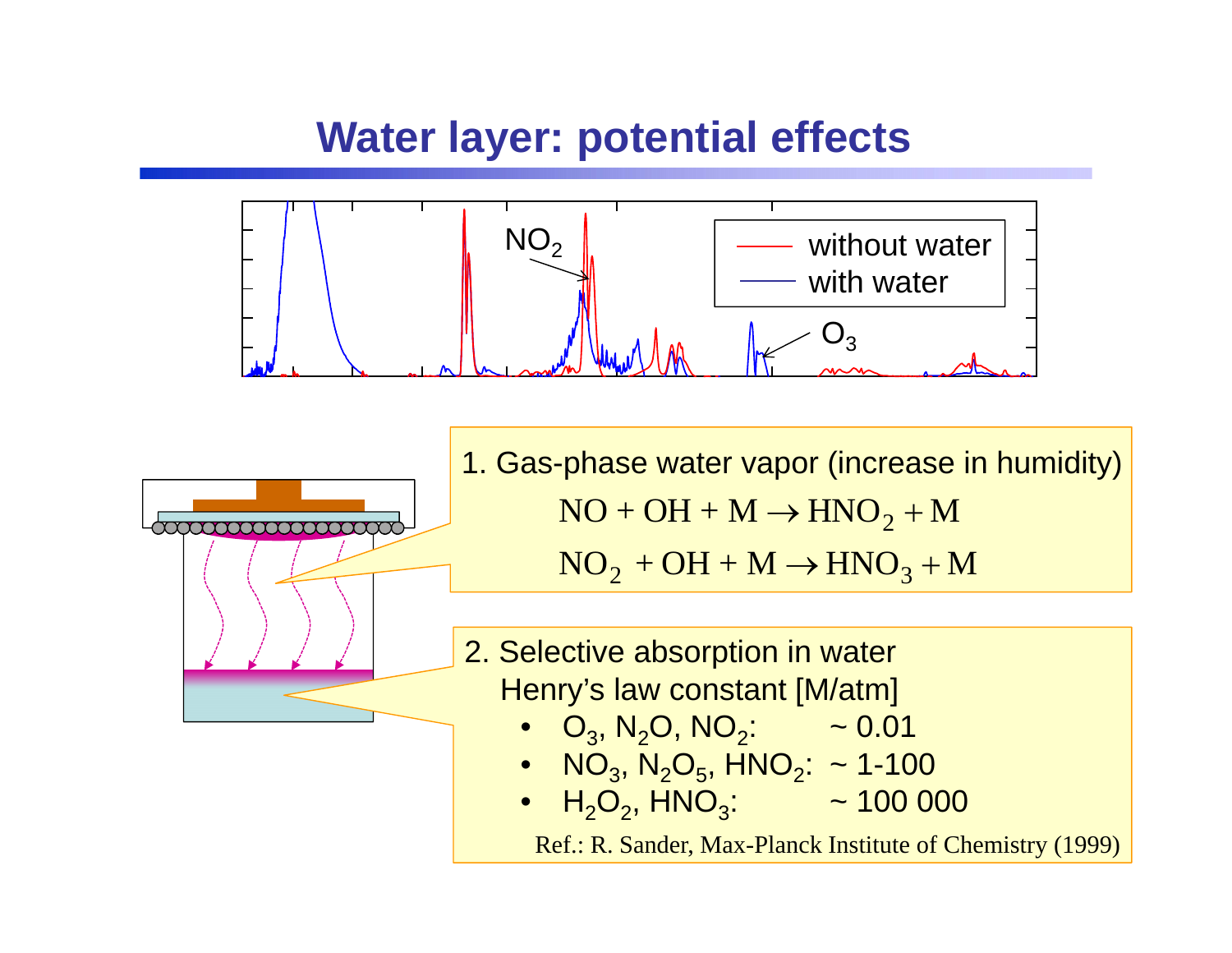# Water layer: potential effects

NO2

O3

without water

with water

1. Gas-phase water vapor (increase in humidity)

$$NO + OH + M \rightarrow HNO_2 + M$$

$$NO_2 + OH + M \rightarrow HNO_3 + M$$

2. Selective absorption in water

Henry's law constant [M/atm]

- $O_3$, $N_2O$, $NO_2$: ~ 0.01
- $NO_3$, $N_2O_5$, $HNO_2$: ~ 1-100
- $H_2O_2$, $HNO_3$: ~ 100 000

Ref.: R. Sander, Max-Planck Institute of Chemistry (1999)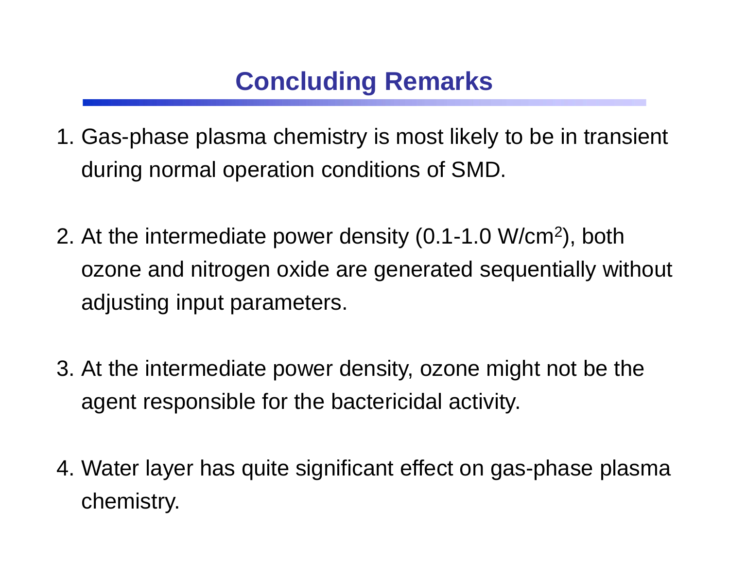# Concluding Remarks

1. Gas-phase plasma chemistry is most likely to be in transient during normal operation conditions of SMD.

2. At the intermediate power density (0.1-1.0 $W/cm^2$), both ozone and nitrogen oxide are generated sequentially without adjusting input parameters.

3. At the intermediate power density, ozone might not be the agent responsible for the bactericidal activity.

4. Water layer has quite significant effect on gas-phase plasma chemistry.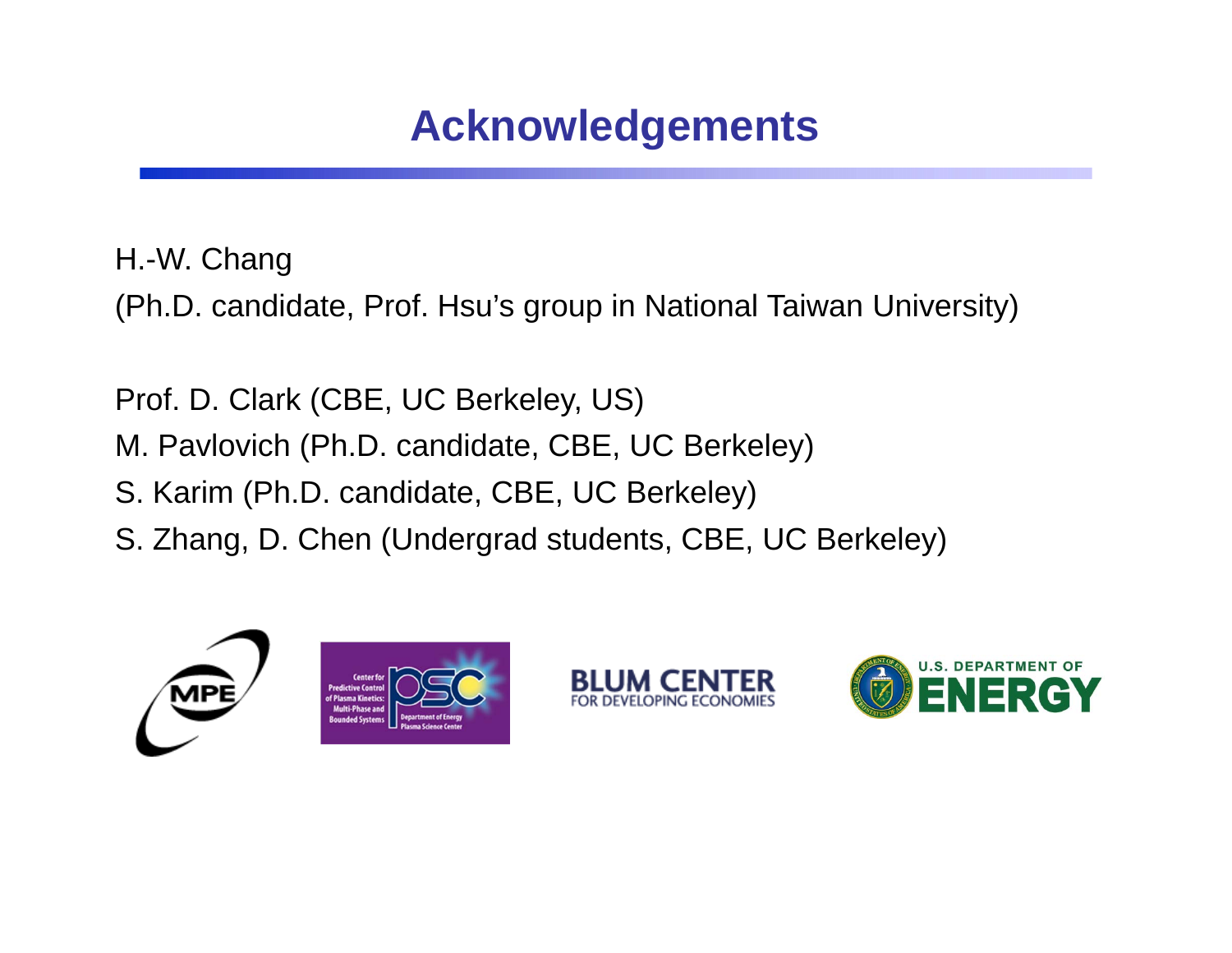# Acknowledgements

H.-W. Chang

(Ph.D. candidate, Prof. Hsu's group in National Taiwan University)

Prof. D. Clark (CBE, UC Berkeley, US)

M. Pavlovich (Ph.D. candidate, CBE, UC Berkeley)

S. Karim (Ph.D. candidate, CBE, UC Berkeley)

S. Zhang, D. Chen (Undergrad students, CBE, UC Berkeley)

MPE

Center for Predictive Control of Plasma Kinetics: Multi-Phase and Bounded Systems

PSC

Department of Energy Plasma Science Center

BLUM CENTER

FOR DEVELOPING ECONOMIES

U.S. DEPARTMENT OF

ENERGY